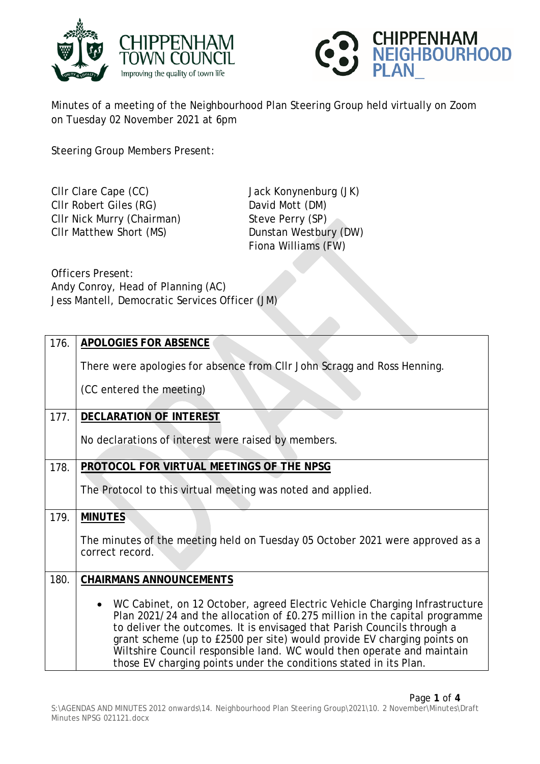Minutes of a meeting of the Neighbourhood Plan Steering Group held virtually on Zoom on Tuesday 02 November 2021 at 6pm

Steering Group Members Present:

Cllr Clare Cape (CC)
Cllr Robert Giles (RG)
Cllr Nick Murry (Chairman)
Cllr Matthew Short (MS)
Jack Konynenburg (JK)
David Mott (DM)
Steve Perry (SP)
Dunstan Westbury (DW)
Fiona Williams (FW)

Officers Present:
Andy Conroy, Head of Planning (AC)
Jess Mantell, Democratic Services Officer (JM)

| | |
|---|---|
| 176. | **APOLOGIES FOR ABSENCE**<br><br>There were apologies for absence from Cllr John Scragg and Ross Henning.<br><br>(CC entered the meeting) |
| 177. | **DECLARATION OF INTEREST**<br><br>No declarations of interest were raised by members. |
| 178. | **PROTOCOL FOR VIRTUAL MEETINGS OF THE NPSG**<br><br>The Protocol to this virtual meeting was noted and applied. |
| 179. | **MINUTES**<br><br>The minutes of the meeting held on Tuesday 05 October 2021 were approved as a correct record. |
| 180. | **CHAIRMANS ANNOUNCEMENTS**<br><br>• WC Cabinet, on 12 October, agreed Electric Vehicle Charging Infrastructure Plan 2021/24 and the allocation of £0.275 million in the capital programme to deliver the outcomes. It is envisaged that Parish Councils through a grant scheme (up to £2500 per site) would provide EV charging points on Wiltshire Council responsible land. WC would then operate and maintain those EV charging points under the conditions stated in its Plan. |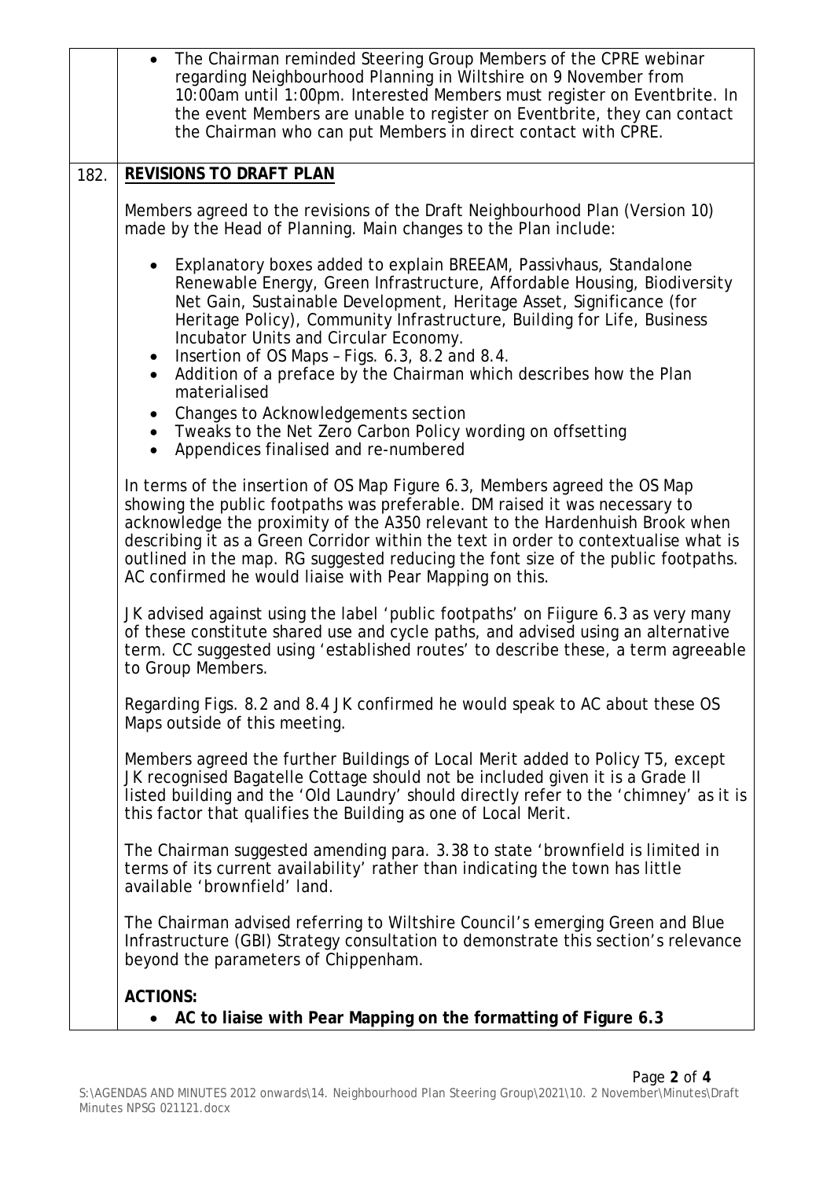- The Chairman reminded Steering Group Members of the CPRE webinar regarding Neighbourhood Planning in Wiltshire on 9 November from 10:00am until 1:00pm. Interested Members must register on Eventbrite. In the event Members are unable to register on Eventbrite, they can contact the Chairman who can put Members in direct contact with CPRE.

**182. REVISIONS TO DRAFT PLAN**

Members agreed to the revisions of the Draft Neighbourhood Plan (Version 10) made by the Head of Planning. Main changes to the Plan include:

- Explanatory boxes added to explain BREEAM, Passivhaus, Standalone Renewable Energy, Green Infrastructure, Affordable Housing, Biodiversity Net Gain, Sustainable Development, Heritage Asset, Significance (for Heritage Policy), Community Infrastructure, Building for Life, Business Incubator Units and Circular Economy.
- Insertion of OS Maps – Figs. 6.3, 8.2 and 8.4.
- Addition of a preface by the Chairman which describes how the Plan materialised
- Changes to Acknowledgements section
- Tweaks to the Net Zero Carbon Policy wording on offsetting
- Appendices finalised and re-numbered

In terms of the insertion of OS Map Figure 6.3, Members agreed the OS Map showing the public footpaths was preferable. DM raised it was necessary to acknowledge the proximity of the A350 relevant to the Hardenhuish Brook when describing it as a Green Corridor within the text in order to contextualise what is outlined in the map. RG suggested reducing the font size of the public footpaths. AC confirmed he would liaise with Pear Mapping on this.

JK advised against using the label 'public footpaths' on Fiigure 6.3 as very many of these constitute shared use and cycle paths, and advised using an alternative term. CC suggested using 'established routes' to describe these, a term agreeable to Group Members.

Regarding Figs. 8.2 and 8.4 JK confirmed he would speak to AC about these OS Maps outside of this meeting.

Members agreed the further Buildings of Local Merit added to Policy T5, except JK recognised Bagatelle Cottage should not be included given it is a Grade II listed building and the 'Old Laundry' should directly refer to the 'chimney' as it is this factor that qualifies the Building as one of Local Merit.

The Chairman suggested amending para. 3.38 to state 'brownfield is limited in terms of its current availability' rather than indicating the town has little available 'brownfield' land.

The Chairman advised referring to Wiltshire Council's emerging Green and Blue Infrastructure (GBI) Strategy consultation to demonstrate this section's relevance beyond the parameters of Chippenham.

**ACTIONS:**

- **AC to liaise with Pear Mapping on the formatting of Figure 6.3**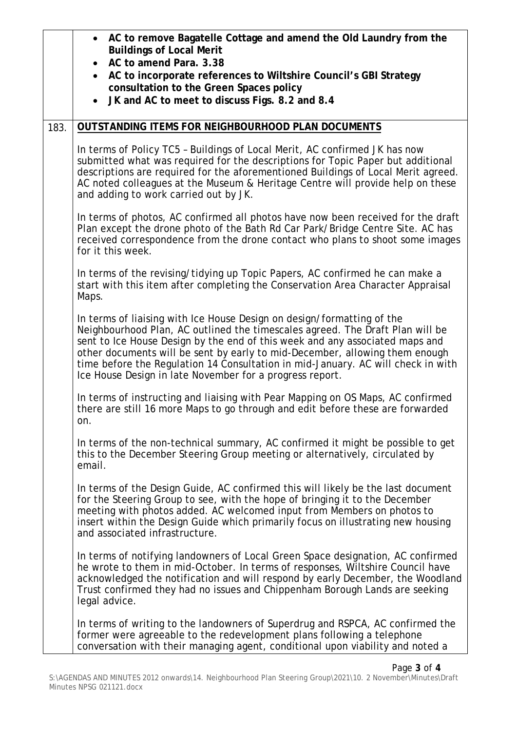- **AC to remove Bagatelle Cottage and amend the Old Laundry from the Buildings of Local Merit**
- **AC to amend Para. 3.38**
- **AC to incorporate references to Wiltshire Council's GBI Strategy consultation to the Green Spaces policy**
- **JK and AC to meet to discuss Figs. 8.2 and 8.4**

## 183. OUTSTANDING ITEMS FOR NEIGHBOURHOOD PLAN DOCUMENTS

In terms of Policy TC5 – Buildings of Local Merit, AC confirmed JK has now submitted what was required for the descriptions for Topic Paper but additional descriptions are required for the aforementioned Buildings of Local Merit agreed. AC noted colleagues at the Museum & Heritage Centre will provide help on these and adding to work carried out by JK.

In terms of photos, AC confirmed all photos have now been received for the draft Plan except the drone photo of the Bath Rd Car Park/Bridge Centre Site. AC has received correspondence from the drone contact who plans to shoot some images for it this week.

In terms of the revising/tidying up Topic Papers, AC confirmed he can make a start with this item after completing the Conservation Area Character Appraisal Maps.

In terms of liaising with Ice House Design on design/formatting of the Neighbourhood Plan, AC outlined the timescales agreed. The Draft Plan will be sent to Ice House Design by the end of this week and any associated maps and other documents will be sent by early to mid-December, allowing them enough time before the Regulation 14 Consultation in mid-January. AC will check in with Ice House Design in late November for a progress report.

In terms of instructing and liaising with Pear Mapping on OS Maps, AC confirmed there are still 16 more Maps to go through and edit before these are forwarded on.

In terms of the non-technical summary, AC confirmed it might be possible to get this to the December Steering Group meeting or alternatively, circulated by email.

In terms of the Design Guide, AC confirmed this will likely be the last document for the Steering Group to see, with the hope of bringing it to the December meeting with photos added. AC welcomed input from Members on photos to insert within the Design Guide which primarily focus on illustrating new housing and associated infrastructure.

In terms of notifying landowners of Local Green Space designation, AC confirmed he wrote to them in mid-October. In terms of responses, Wiltshire Council have acknowledged the notification and will respond by early December, the Woodland Trust confirmed they had no issues and Chippenham Borough Lands are seeking legal advice.

In terms of writing to the landowners of Superdrug and RSPCA, AC confirmed the former were agreeable to the redevelopment plans following a telephone conversation with their managing agent, conditional upon viability and noted a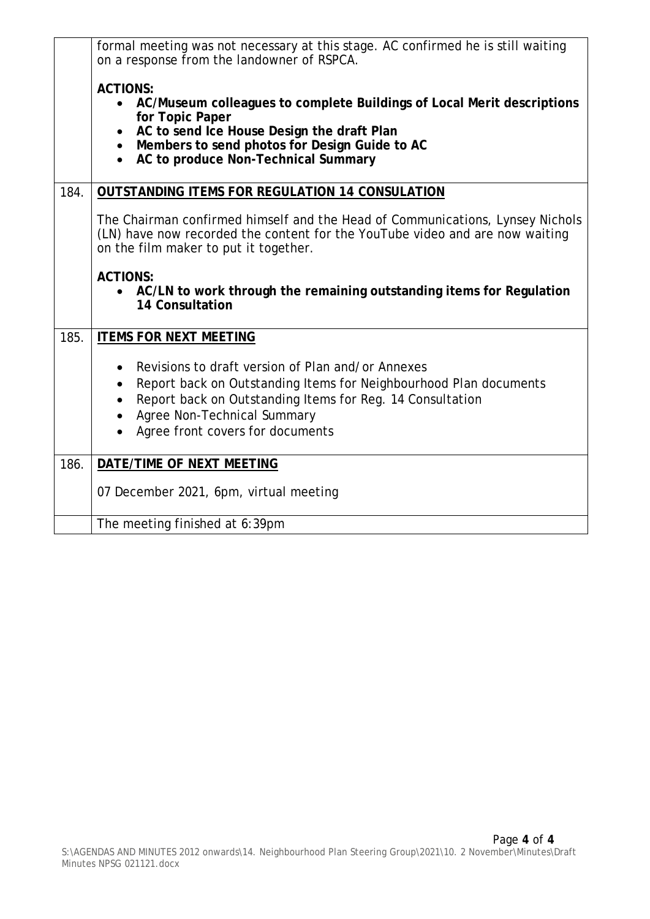|  |  |
|---|---|
|  | formal meeting was not necessary at this stage. AC confirmed he is still waiting on a response from the landowner of RSPCA.<br><br>**ACTIONS:**<br>• **AC/Museum colleagues to complete Buildings of Local Merit descriptions for Topic Paper**<br>• **AC to send Ice House Design the draft Plan**<br>• **Members to send photos for Design Guide to AC**<br>• **AC to produce Non-Technical Summary** |
| 184. | **OUTSTANDING ITEMS FOR REGULATION 14 CONSULATION**<br><br>The Chairman confirmed himself and the Head of Communications, Lynsey Nichols (LN) have now recorded the content for the YouTube video and are now waiting on the film maker to put it together.<br><br>**ACTIONS:**<br>• **AC/LN to work through the remaining outstanding items for Regulation 14 Consultation** |
| 185. | **ITEMS FOR NEXT MEETING**<br><br>• Revisions to draft version of Plan and/or Annexes<br>• Report back on Outstanding Items for Neighbourhood Plan documents<br>• Report back on Outstanding Items for Reg. 14 Consultation<br>• Agree Non-Technical Summary<br>• Agree front covers for documents |
| 186. | **DATE/TIME OF NEXT MEETING**<br><br>07 December 2021, 6pm, virtual meeting |
|  | The meeting finished at 6:39pm |

S:\AGENDAS AND MINUTES 2012 onwards\14. Neighbourhood Plan Steering Group\2021\10. 2 November\Minutes\Draft Minutes NPSG 021121.docx